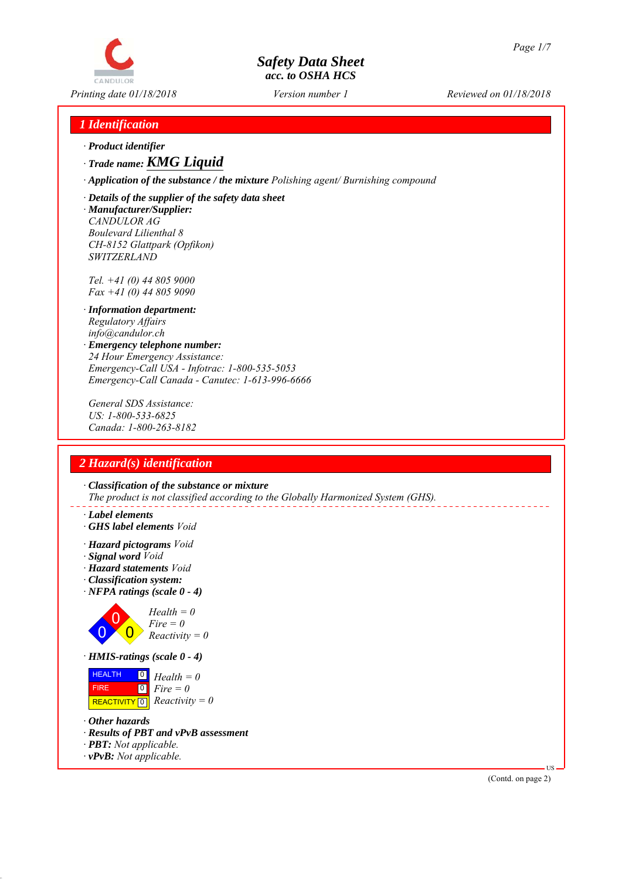# Safety Data Sheet
## acc. to OSHA HCS

Printing date 01/18/2018 | Version number 1 | Reviewed on 01/18/2018

## 1 Identification

· **Product identifier**

· **Trade name:** ***KMG Liquid***

· **Application of the substance / the mixture** *Polishing agent/ Burnishing compound*

· **Details of the supplier of the safety data sheet**

· **Manufacturer/Supplier:**
*CANDULOR AG*
*Boulevard Lilienthal 8*
*CH-8152 Glattpark (Opfikon)*
*SWITZERLAND*

*Tel. +41 (0) 44 805 9000*
*Fax +41 (0) 44 805 9090*

· **Information department:**
*Regulatory Affairs*
*info@candulor.ch*

· **Emergency telephone number:**
*24 Hour Emergency Assistance:*
*Emergency-Call USA - Infotrac: 1-800-535-5053*
*Emergency-Call Canada - Canutec: 1-613-996-6666*

*General SDS Assistance:*
*US: 1-800-533-6825*
*Canada: 1-800-263-8182*

## 2 Hazard(s) identification

· **Classification of the substance or mixture**
*The product is not classified according to the Globally Harmonized System (GHS).*

· **Label elements**

· **GHS label elements** *Void*

· **Hazard pictograms** *Void*

· **Signal word** *Void*

· **Hazard statements** *Void*

· **Classification system:**

· **NFPA ratings (scale 0 - 4)**

*Health = 0*
*Fire = 0*
*Reactivity = 0*

· **HMIS-ratings (scale 0 - 4)**

| | | |
|---|---|---|
| HEALTH | 0 | *Health = 0* |
| FIRE | 0 | *Fire = 0* |
| REACTIVITY | 0 | *Reactivity = 0* |

· **Other hazards**

· **Results of PBT and vPvB assessment**

· **PBT:** *Not applicable.*

· **vPvB:** *Not applicable.*

(Contd. on page 2)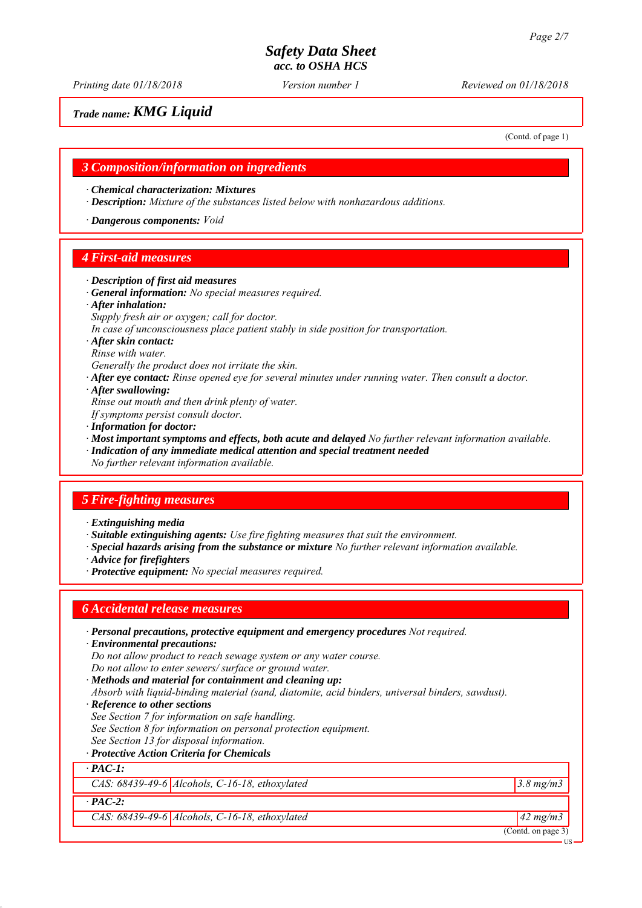**Trade name: KMG Liquid**

(Contd. of page 1)

## 3 Composition/information on ingredients

· **Chemical characterization: Mixtures**
· **Description:** *Mixture of the substances listed below with nonhazardous additions.*

· **Dangerous components:** *Void*

## 4 First-aid measures

· **Description of first aid measures**
· **General information:** *No special measures required.*
· **After inhalation:**
*Supply fresh air or oxygen; call for doctor.*
*In case of unconsciousness place patient stably in side position for transportation.*
· **After skin contact:**
*Rinse with water.*
*Generally the product does not irritate the skin.*
· **After eye contact:** *Rinse opened eye for several minutes under running water. Then consult a doctor.*
· **After swallowing:**
*Rinse out mouth and then drink plenty of water.*
*If symptoms persist consult doctor.*
· **Information for doctor:**
· **Most important symptoms and effects, both acute and delayed** *No further relevant information available.*
· **Indication of any immediate medical attention and special treatment needed**
*No further relevant information available.*

## 5 Fire-fighting measures

· **Extinguishing media**
· **Suitable extinguishing agents:** *Use fire fighting measures that suit the environment.*
· **Special hazards arising from the substance or mixture** *No further relevant information available.*
· **Advice for firefighters**
· **Protective equipment:** *No special measures required.*

## 6 Accidental release measures

· **Personal precautions, protective equipment and emergency procedures** *Not required.*
· **Environmental precautions:**
*Do not allow product to reach sewage system or any water course.*
*Do not allow to enter sewers/ surface or ground water.*
· **Methods and material for containment and cleaning up:**
*Absorb with liquid-binding material (sand, diatomite, acid binders, universal binders, sawdust).*
· **Reference to other sections**
*See Section 7 for information on safe handling.*
*See Section 8 for information on personal protection equipment.*
*See Section 13 for disposal information.*
· **Protective Action Criteria for Chemicals**

| · **PAC-1:** | | |
|---|---|---|
| CAS: 68439-49-6 | Alcohols, C-16-18, ethoxylated | 3.8 mg/m3 |
| · **PAC-2:** | | |
| CAS: 68439-49-6 | Alcohols, C-16-18, ethoxylated | 42 mg/m3 |

(Contd. on page 3)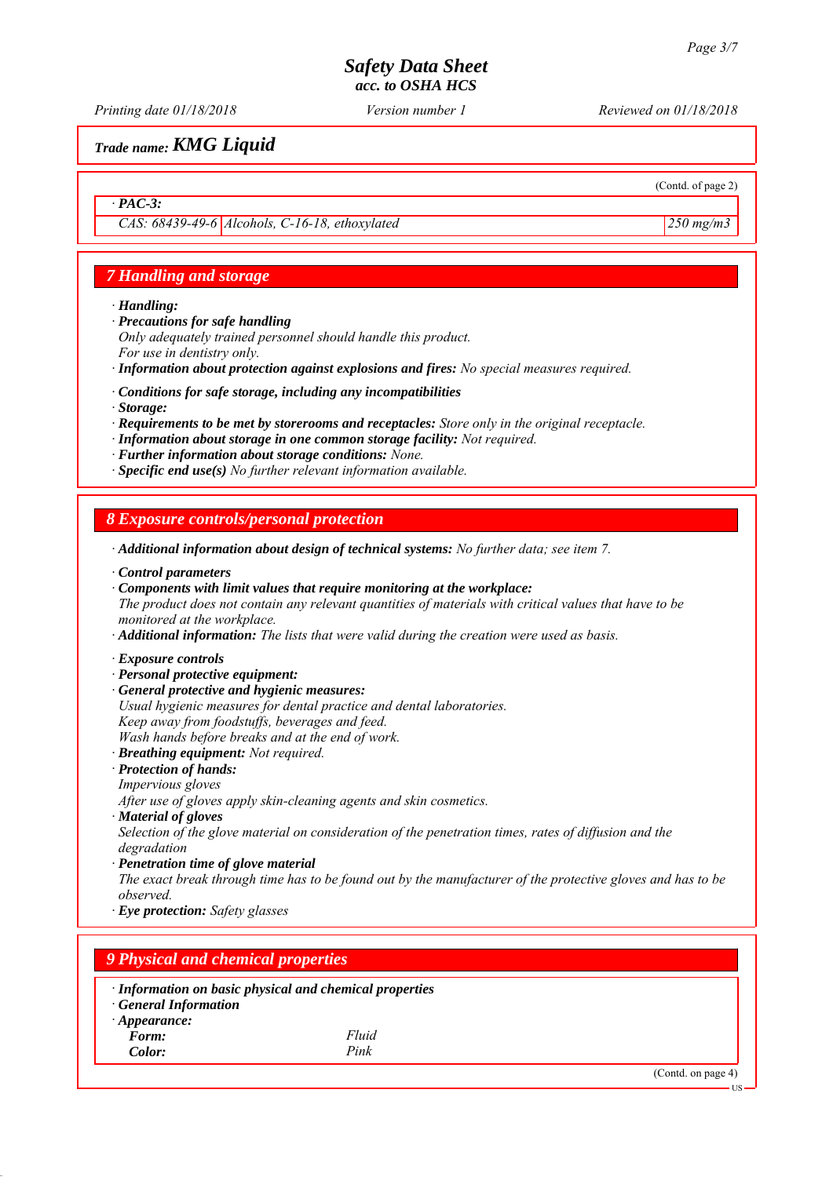**Trade name: KMG Liquid**

(Contd. of page 2)

· **PAC-3:**

| CAS: 68439-49-6 | Alcohols, C-16-18, ethoxylated | 250 mg/m3 |
|---|---|---|

## 7 Handling and storage

· **Handling:**
· **Precautions for safe handling**
*Only adequately trained personnel should handle this product.*
*For use in dentistry only.*
· **Information about protection against explosions and fires:** *No special measures required.*

· **Conditions for safe storage, including any incompatibilities**
· **Storage:**
· **Requirements to be met by storerooms and receptacles:** *Store only in the original receptacle.*
· **Information about storage in one common storage facility:** *Not required.*
· **Further information about storage conditions:** *None.*
· **Specific end use(s)** *No further relevant information available.*

## 8 Exposure controls/personal protection

· **Additional information about design of technical systems:** *No further data; see item 7.*

· **Control parameters**
· **Components with limit values that require monitoring at the workplace:**
*The product does not contain any relevant quantities of materials with critical values that have to be monitored at the workplace.*
· **Additional information:** *The lists that were valid during the creation were used as basis.*

· **Exposure controls**
· **Personal protective equipment:**
· **General protective and hygienic measures:**
*Usual hygienic measures for dental practice and dental laboratories.*
*Keep away from foodstuffs, beverages and feed.*
*Wash hands before breaks and at the end of work.*
· **Breathing equipment:** *Not required.*
· **Protection of hands:**
*Impervious gloves*
*After use of gloves apply skin-cleaning agents and skin cosmetics.*
· **Material of gloves**
*Selection of the glove material on consideration of the penetration times, rates of diffusion and the degradation*
· **Penetration time of glove material**
*The exact break through time has to be found out by the manufacturer of the protective gloves and has to be observed.*
· **Eye protection:** *Safety glasses*

## 9 Physical and chemical properties

· **Information on basic physical and chemical properties**
· **General Information**
· **Appearance:**

| | |
|---|---|
| **Form:** | *Fluid* |
| **Color:** | *Pink* |

(Contd. on page 4)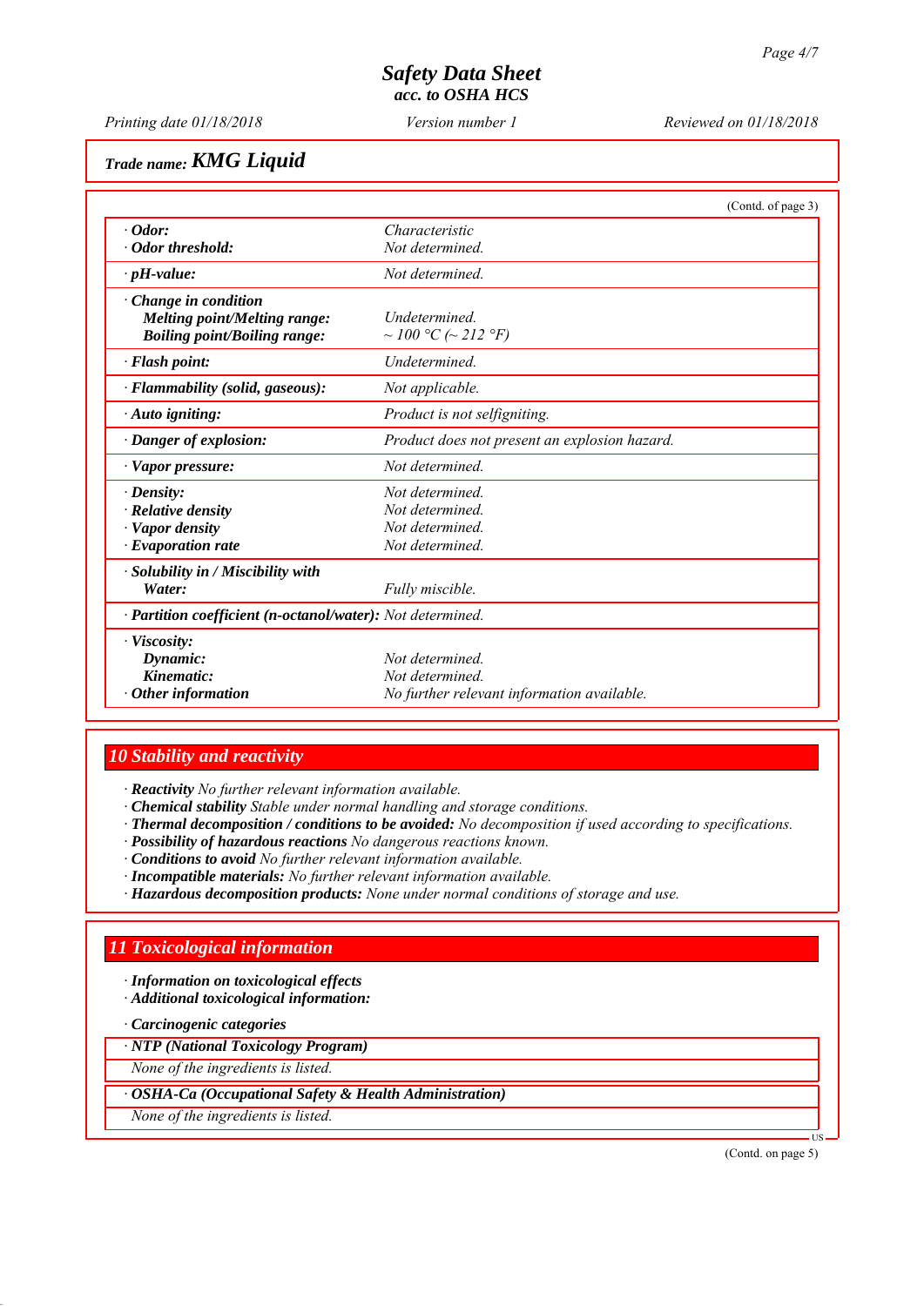# Safety Data Sheet
## acc. to OSHA HCS

Printing date 01/18/2018 | Version number 1 | Reviewed on 01/18/2018

**Trade name: KMG Liquid**

(Contd. of page 3)

| | |
|---|---|
| · **Odor:** | Characteristic |
| · **Odor threshold:** | Not determined. |
| · **pH-value:** | Not determined. |
| · **Change in condition** | |
| **Melting point/Melting range:** | Undetermined. |
| **Boiling point/Boiling range:** | ~ 100 °C (~ 212 °F) |
| · **Flash point:** | Undetermined. |
| · **Flammability (solid, gaseous):** | Not applicable. |
| · **Auto igniting:** | Product is not selfigniting. |
| · **Danger of explosion:** | Product does not present an explosion hazard. |
| · **Vapor pressure:** | Not determined. |
| · **Density:** | Not determined. |
| · **Relative density** | Not determined. |
| · **Vapor density** | Not determined. |
| · **Evaporation rate** | Not determined. |
| · **Solubility in / Miscibility with** | |
| **Water:** | Fully miscible. |
| · **Partition coefficient (n-octanol/water):** | Not determined. |
| · **Viscosity:** | |
| **Dynamic:** | Not determined. |
| **Kinematic:** | Not determined. |
| · **Other information** | No further relevant information available. |

## 10 Stability and reactivity

· **Reactivity** No further relevant information available.
· **Chemical stability** Stable under normal handling and storage conditions.
· **Thermal decomposition / conditions to be avoided:** No decomposition if used according to specifications.
· **Possibility of hazardous reactions** No dangerous reactions known.
· **Conditions to avoid** No further relevant information available.
· **Incompatible materials:** No further relevant information available.
· **Hazardous decomposition products:** None under normal conditions of storage and use.

## 11 Toxicological information

· **Information on toxicological effects**
· **Additional toxicological information:**

· **Carcinogenic categories**

· **NTP (National Toxicology Program)**

None of the ingredients is listed.

· **OSHA-Ca (Occupational Safety & Health Administration)**

None of the ingredients is listed.

(Contd. on page 5)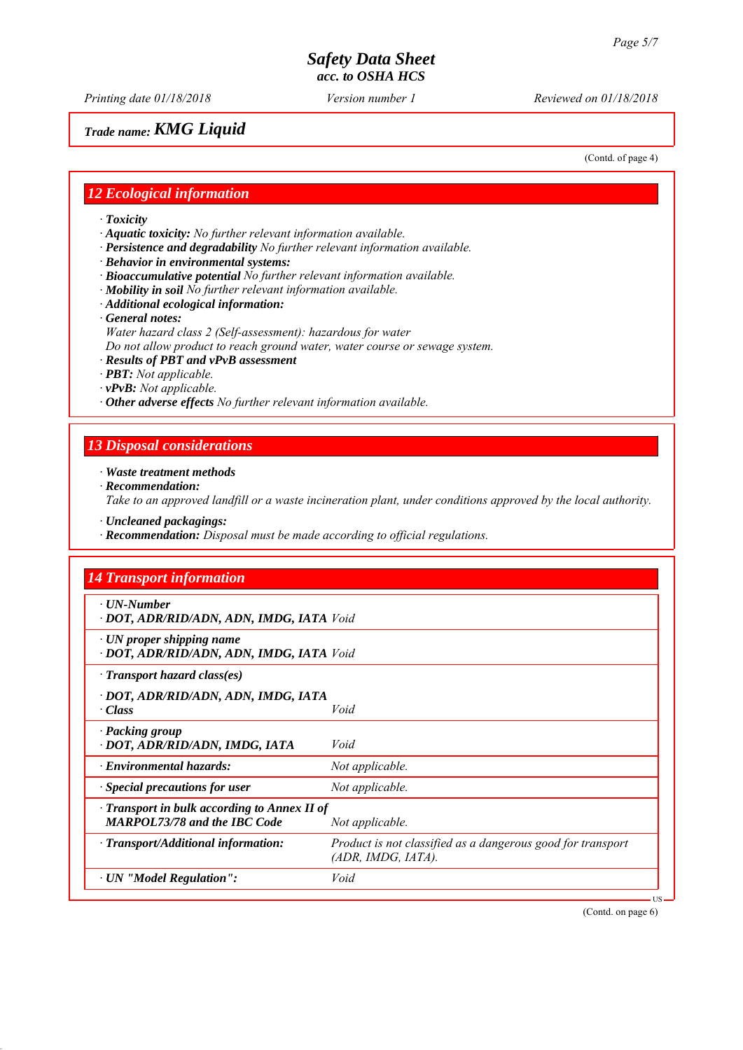## Trade name: KMG Liquid

(Contd. of page 4)

## 12 Ecological information

· **Toxicity**
· **Aquatic toxicity:** *No further relevant information available.*
· **Persistence and degradability** *No further relevant information available.*
· **Behavior in environmental systems:**
· **Bioaccumulative potential** *No further relevant information available.*
· **Mobility in soil** *No further relevant information available.*
· **Additional ecological information:**
· **General notes:**
*Water hazard class 2 (Self-assessment): hazardous for water*
*Do not allow product to reach ground water, water course or sewage system.*
· **Results of PBT and vPvB assessment**
· **PBT:** *Not applicable.*
· **vPvB:** *Not applicable.*
· **Other adverse effects** *No further relevant information available.*

## 13 Disposal considerations

· **Waste treatment methods**
· **Recommendation:**
*Take to an approved landfill or a waste incineration plant, under conditions approved by the local authority.*

· **Uncleaned packagings:**
· **Recommendation:** *Disposal must be made according to official regulations.*

## 14 Transport information

| | |
|---|---|
| · **UN-Number**<br>· **DOT, ADR/RID/ADN, ADN, IMDG, IATA** | *Void* |
| · **UN proper shipping name**<br>· **DOT, ADR/RID/ADN, ADN, IMDG, IATA** | *Void* |
| · **Transport hazard class(es)** | |
| · **DOT, ADR/RID/ADN, ADN, IMDG, IATA**<br>· **Class** | *Void* |
| · **Packing group**<br>· **DOT, ADR/RID/ADN, IMDG, IATA** | *Void* |
| · **Environmental hazards:** | *Not applicable.* |
| · **Special precautions for user** | *Not applicable.* |
| · **Transport in bulk according to Annex II of MARPOL73/78 and the IBC Code** | *Not applicable.* |
| · **Transport/Additional information:** | *Product is not classified as a dangerous good for transport (ADR, IMDG, IATA).* |
| · **UN "Model Regulation":** | *Void* |

(Contd. on page 6)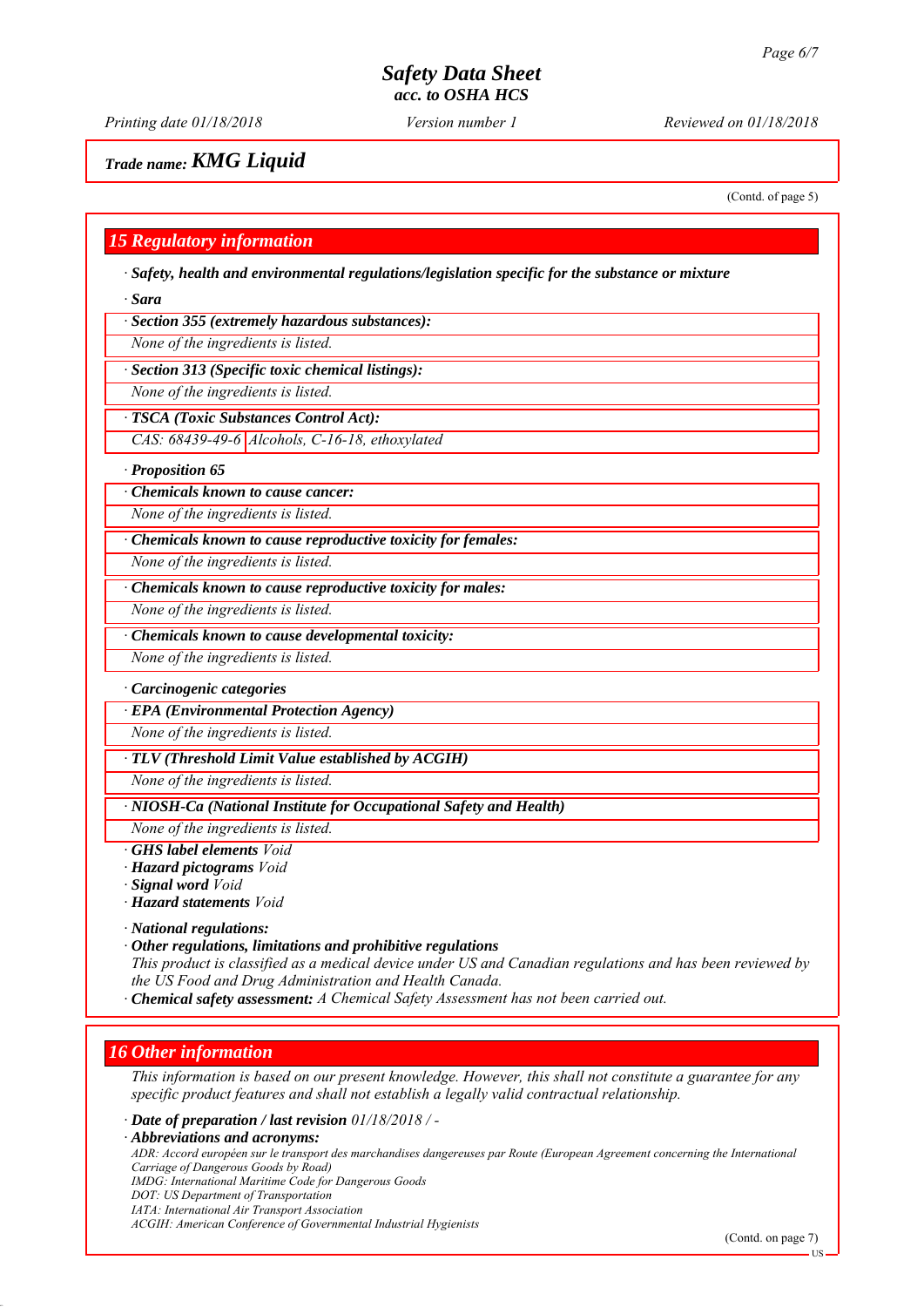# Safety Data Sheet
## acc. to OSHA HCS

*Printing date 01/18/2018* *Version number 1* *Reviewed on 01/18/2018*

## Trade name: KMG Liquid

(Contd. of page 5)

## 15 Regulatory information

· ***Safety, health and environmental regulations/legislation specific for the substance or mixture***

· ***Sara***

· ***Section 355 (extremely hazardous substances):***

*None of the ingredients is listed.*

· ***Section 313 (Specific toxic chemical listings):***

*None of the ingredients is listed.*

· ***TSCA (Toxic Substances Control Act):***

| CAS: 68439-49-6 | Alcohols, C-16-18, ethoxylated |
|---|---|

· ***Proposition 65***

· ***Chemicals known to cause cancer:***

*None of the ingredients is listed.*

· ***Chemicals known to cause reproductive toxicity for females:***

*None of the ingredients is listed.*

· ***Chemicals known to cause reproductive toxicity for males:***

*None of the ingredients is listed.*

· ***Chemicals known to cause developmental toxicity:***

*None of the ingredients is listed.*

· ***Carcinogenic categories***

· ***EPA (Environmental Protection Agency)***

*None of the ingredients is listed.*

· ***TLV (Threshold Limit Value established by ACGIH)***

*None of the ingredients is listed.*

· ***NIOSH-Ca (National Institute for Occupational Safety and Health)***

*None of the ingredients is listed.*

· ***GHS label elements*** *Void*

· ***Hazard pictograms*** *Void*

· ***Signal word*** *Void*

· ***Hazard statements*** *Void*

· ***National regulations:***

· ***Other regulations, limitations and prohibitive regulations***

*This product is classified as a medical device under US and Canadian regulations and has been reviewed by the US Food and Drug Administration and Health Canada.*

· ***Chemical safety assessment:*** *A Chemical Safety Assessment has not been carried out.*

## 16 Other information

*This information is based on our present knowledge. However, this shall not constitute a guarantee for any specific product features and shall not establish a legally valid contractual relationship.*

· ***Date of preparation / last revision*** *01/18/2018 / -*

· ***Abbreviations and acronyms:***

*ADR: Accord européen sur le transport des marchandises dangereuses par Route (European Agreement concerning the International Carriage of Dangerous Goods by Road)*
*IMDG: International Maritime Code for Dangerous Goods*
*DOT: US Department of Transportation*
*IATA: International Air Transport Association*
*ACGIH: American Conference of Governmental Industrial Hygienists*

(Contd. on page 7)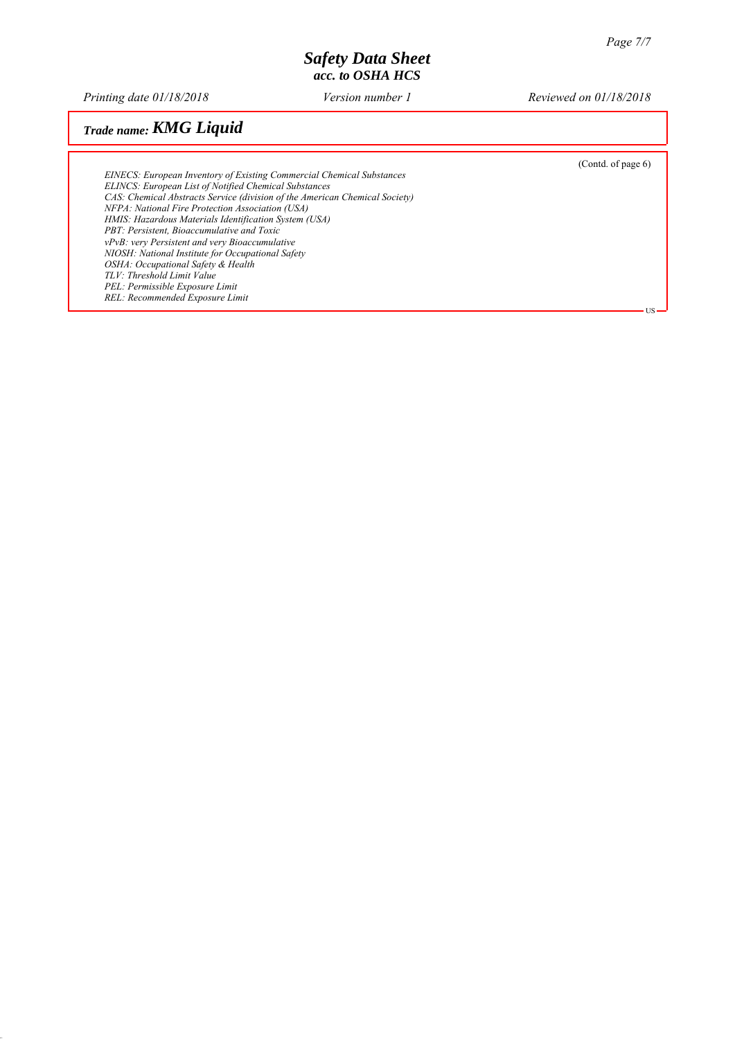# Safety Data Sheet
## acc. to OSHA HCS

*Printing date 01/18/2018* *Version number 1* *Reviewed on 01/18/2018*

## *Trade name: KMG Liquid*

(Contd. of page 6)

*EINECS: European Inventory of Existing Commercial Chemical Substances*
*ELINCS: European List of Notified Chemical Substances*
*CAS: Chemical Abstracts Service (division of the American Chemical Society)*
*NFPA: National Fire Protection Association (USA)*
*HMIS: Hazardous Materials Identification System (USA)*
*PBT: Persistent, Bioaccumulative and Toxic*
*vPvB: very Persistent and very Bioaccumulative*
*NIOSH: National Institute for Occupational Safety*
*OSHA: Occupational Safety & Health*
*TLV: Threshold Limit Value*
*PEL: Permissible Exposure Limit*
*REL: Recommended Exposure Limit*

US